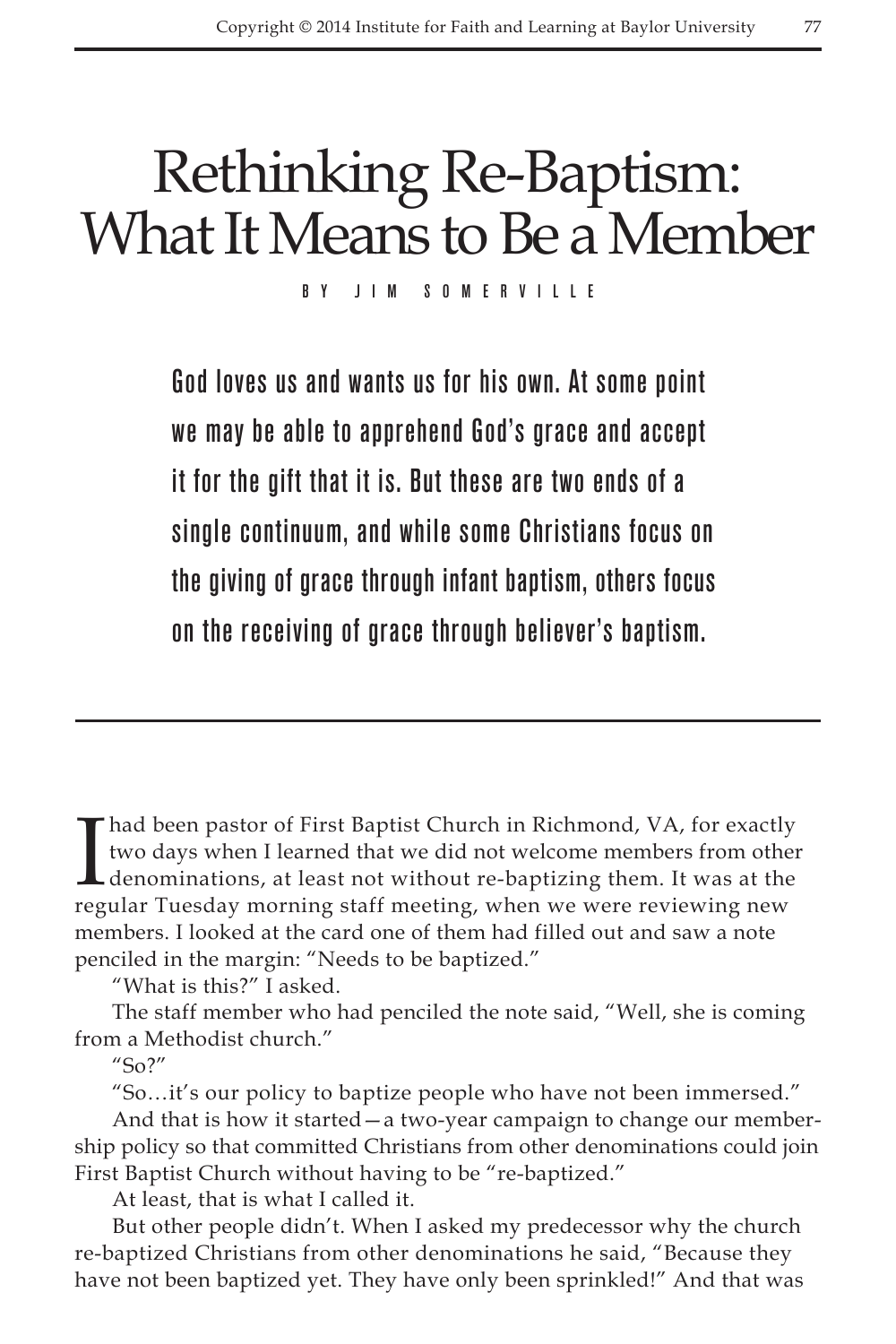# Rethinking Re-Baptism: What It Means to Be a Member

BY JIM SOMERVILLE

**God loves us and wants us for his own. At some point we may be able to apprehend God's grace and accept it for the gift that it is. But these are two ends of a single continuum, and while some Christians focus on the giving of grace through infant baptism, others focus on the receiving of grace through believer's baptism.**

---

I had been pastor of First Baptist Church in Richmond, VA, for exactly two days when I learned that we did not welcome members from other denominations, at least not without re-baptizing them. It was at the regular Tuesday morning staff meeting, when we were reviewing new members. I looked at the card one of them had filled out and saw a note penciled in the margin: "Needs to be baptized."

"What is this?" I asked.

The staff member who had penciled the note said, "Well, she is coming from a Methodist church."

"So?"

"So…it's our policy to baptize people who have not been immersed."

And that is how it started—a two-year campaign to change our membership policy so that committed Christians from other denominations could join First Baptist Church without having to be "re-baptized."

At least, that is what I called it.

But other people didn't. When I asked my predecessor why the church re-baptized Christians from other denominations he said, "Because they have not been baptized yet. They have only been sprinkled!" And that was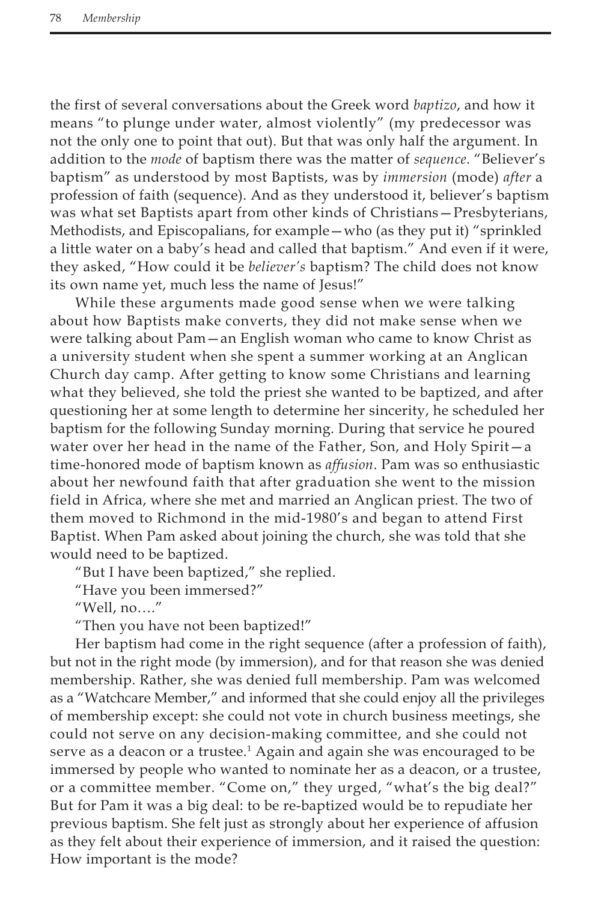the first of several conversations about the Greek word *baptizo*, and how it means "to plunge under water, almost violently" (my predecessor was not the only one to point that out). But that was only half the argument. In addition to the *mode* of baptism there was the matter of *sequence*. "Believer's baptism" as understood by most Baptists, was by *immersion* (mode) *after* a profession of faith (sequence). And as they understood it, believer's baptism was what set Baptists apart from other kinds of Christians—Presbyterians, Methodists, and Episcopalians, for example—who (as they put it) "sprinkled a little water on a baby's head and called that baptism." And even if it were, they asked, "How could it be *believer's* baptism? The child does not know its own name yet, much less the name of Jesus!"

While these arguments made good sense when we were talking about how Baptists make converts, they did not make sense when we were talking about Pam—an English woman who came to know Christ as a university student when she spent a summer working at an Anglican Church day camp. After getting to know some Christians and learning what they believed, she told the priest she wanted to be baptized, and after questioning her at some length to determine her sincerity, he scheduled her baptism for the following Sunday morning. During that service he poured water over her head in the name of the Father, Son, and Holy Spirit—a time-honored mode of baptism known as *affusion*. Pam was so enthusiastic about her newfound faith that after graduation she went to the mission field in Africa, where she met and married an Anglican priest. The two of them moved to Richmond in the mid-1980's and began to attend First Baptist. When Pam asked about joining the church, she was told that she would need to be baptized.

"But I have been baptized," she replied.

"Have you been immersed?"

"Well, no…."

"Then you have not been baptized!"

Her baptism had come in the right sequence (after a profession of faith), but not in the right mode (by immersion), and for that reason she was denied membership. Rather, she was denied full membership. Pam was welcomed as a "Watchcare Member," and informed that she could enjoy all the privileges of membership except: she could not vote in church business meetings, she could not serve on any decision-making committee, and she could not serve as a deacon or a trustee.[1] Again and again she was encouraged to be immersed by people who wanted to nominate her as a deacon, or a trustee, or a committee member. "Come on," they urged, "what's the big deal?" But for Pam it was a big deal: to be re-baptized would be to repudiate her previous baptism. She felt just as strongly about her experience of affusion as they felt about their experience of immersion, and it raised the question: How important is the mode?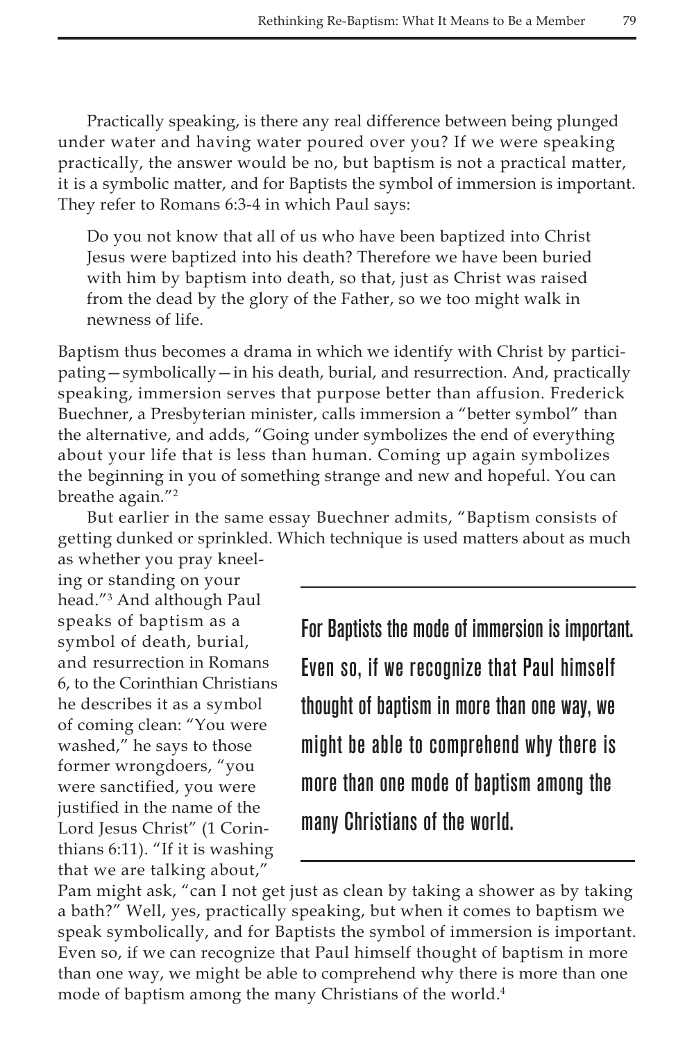Practically speaking, is there any real difference between being plunged under water and having water poured over you? If we were speaking practically, the answer would be no, but baptism is not a practical matter, it is a symbolic matter, and for Baptists the symbol of immersion is important. They refer to Romans 6:3-4 in which Paul says:

> Do you not know that all of us who have been baptized into Christ Jesus were baptized into his death? Therefore we have been buried with him by baptism into death, so that, just as Christ was raised from the dead by the glory of the Father, so we too might walk in newness of life.

Baptism thus becomes a drama in which we identify with Christ by participating—symbolically—in his death, burial, and resurrection. And, practically speaking, immersion serves that purpose better than affusion. Frederick Buechner, a Presbyterian minister, calls immersion a "better symbol" than the alternative, and adds, "Going under symbolizes the end of everything about your life that is less than human. Coming up again symbolizes the beginning in you of something strange and new and hopeful. You can breathe again."[2]

But earlier in the same essay Buechner admits, "Baptism consists of getting dunked or sprinkled. Which technique is used matters about as much as whether you pray kneeling or standing on your head."[3] And although Paul speaks of baptism as a symbol of death, burial, and resurrection in Romans 6, to the Corinthian Christians he describes it as a symbol of coming clean: "You were washed," he says to those former wrongdoers, "you were sanctified, you were justified in the name of the Lord Jesus Christ" (1 Corinthians 6:11). "If it is washing that we are talking about," Pam might ask, "can I not get just as clean by taking a shower as by taking a bath?" Well, yes, practically speaking, but when it comes to baptism we speak symbolically, and for Baptists the symbol of immersion is important. Even so, if we can recognize that Paul himself thought of baptism in more than one way, we might be able to comprehend why there is more than one mode of baptism among the many Christians of the world.[4]

> **For Baptists the mode of immersion is important. Even so, if we recognize that Paul himself thought of baptism in more than one way, we might be able to comprehend why there is more than one mode of baptism among the many Christians of the world.**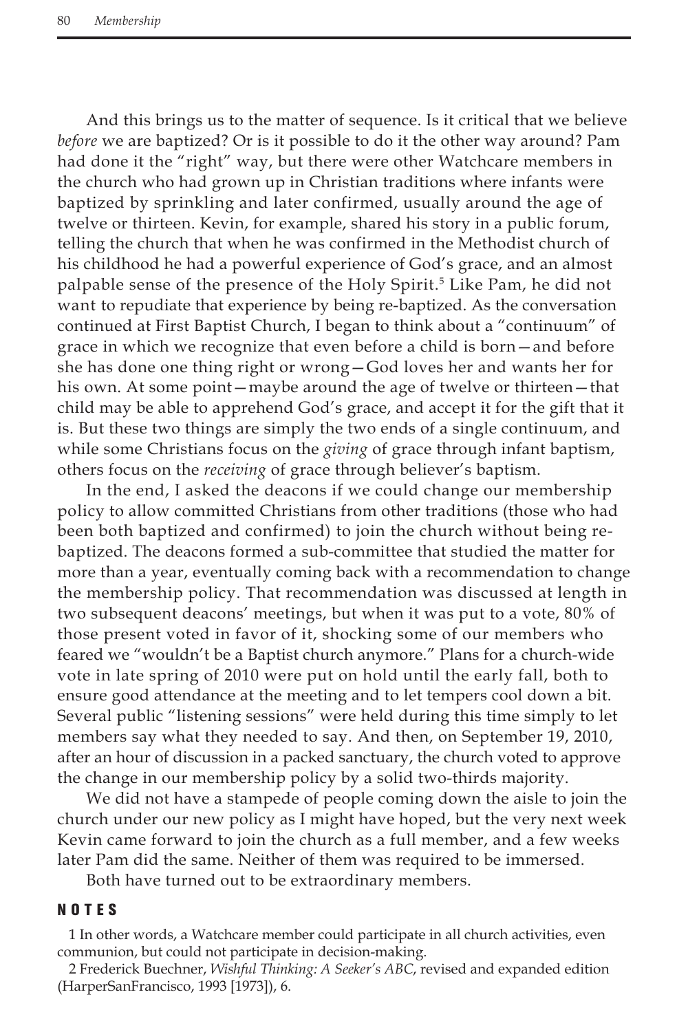And this brings us to the matter of sequence. Is it critical that we believe *before* we are baptized? Or is it possible to do it the other way around? Pam had done it the "right" way, but there were other Watchcare members in the church who had grown up in Christian traditions where infants were baptized by sprinkling and later confirmed, usually around the age of twelve or thirteen. Kevin, for example, shared his story in a public forum, telling the church that when he was confirmed in the Methodist church of his childhood he had a powerful experience of God's grace, and an almost palpable sense of the presence of the Holy Spirit.[5] Like Pam, he did not want to repudiate that experience by being re-baptized. As the conversation continued at First Baptist Church, I began to think about a "continuum" of grace in which we recognize that even before a child is born—and before she has done one thing right or wrong—God loves her and wants her for his own. At some point—maybe around the age of twelve or thirteen—that child may be able to apprehend God's grace, and accept it for the gift that it is. But these two things are simply the two ends of a single continuum, and while some Christians focus on the *giving* of grace through infant baptism, others focus on the *receiving* of grace through believer's baptism.

In the end, I asked the deacons if we could change our membership policy to allow committed Christians from other traditions (those who had been both baptized and confirmed) to join the church without being re-baptized. The deacons formed a sub-committee that studied the matter for more than a year, eventually coming back with a recommendation to change the membership policy. That recommendation was discussed at length in two subsequent deacons' meetings, but when it was put to a vote, 80% of those present voted in favor of it, shocking some of our members who feared we "wouldn't be a Baptist church anymore." Plans for a church-wide vote in late spring of 2010 were put on hold until the early fall, both to ensure good attendance at the meeting and to let tempers cool down a bit. Several public "listening sessions" were held during this time simply to let members say what they needed to say. And then, on September 19, 2010, after an hour of discussion in a packed sanctuary, the church voted to approve the change in our membership policy by a solid two-thirds majority.

We did not have a stampede of people coming down the aisle to join the church under our new policy as I might have hoped, but the very next week Kevin came forward to join the church as a full member, and a few weeks later Pam did the same. Neither of them was required to be immersed.

Both have turned out to be extraordinary members.

## NOTES

1 In other words, a Watchcare member could participate in all church activities, even communion, but could not participate in decision-making.

2 Frederick Buechner, *Wishful Thinking: A Seeker's ABC*, revised and expanded edition (HarperSanFrancisco, 1993 [1973]), 6.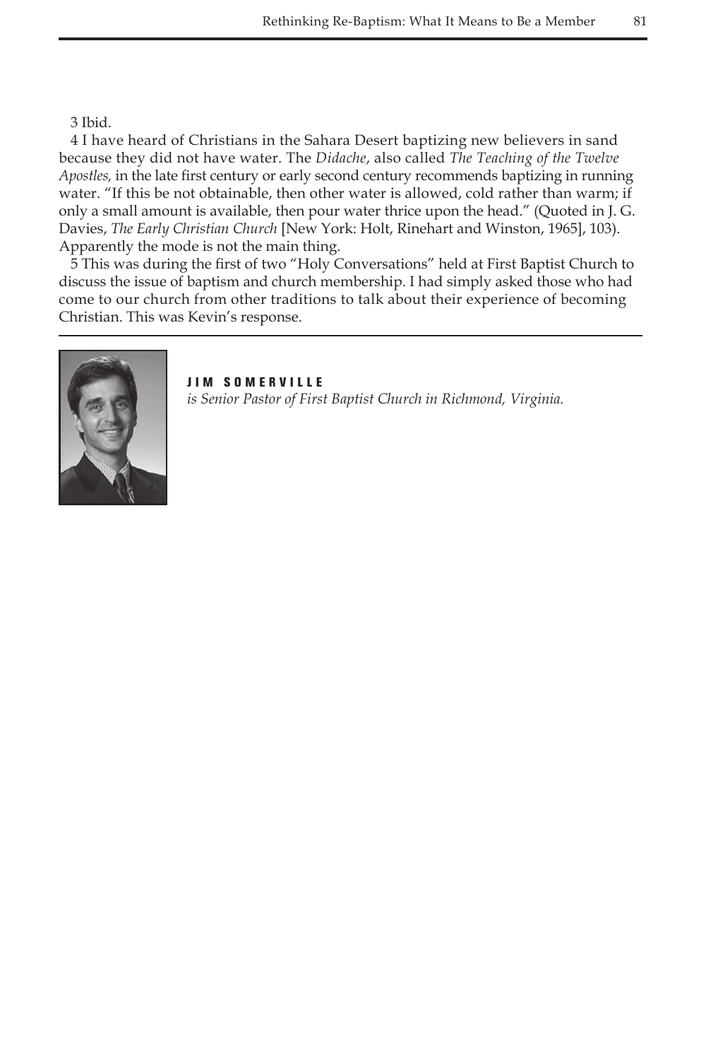3 Ibid.

4 I have heard of Christians in the Sahara Desert baptizing new believers in sand because they did not have water. The *Didache*, also called *The Teaching of the Twelve Apostles,* in the late first century or early second century recommends baptizing in running water. "If this be not obtainable, then other water is allowed, cold rather than warm; if only a small amount is available, then pour water thrice upon the head." (Quoted in J. G. Davies, *The Early Christian Church* [New York: Holt, Rinehart and Winston, 1965], 103). Apparently the mode is not the main thing.

5 This was during the first of two "Holy Conversations" held at First Baptist Church to discuss the issue of baptism and church membership. I had simply asked those who had come to our church from other traditions to talk about their experience of becoming Christian. This was Kevin's response.

---

**JIM SOMERVILLE**
*is Senior Pastor of First Baptist Church in Richmond, Virginia.*